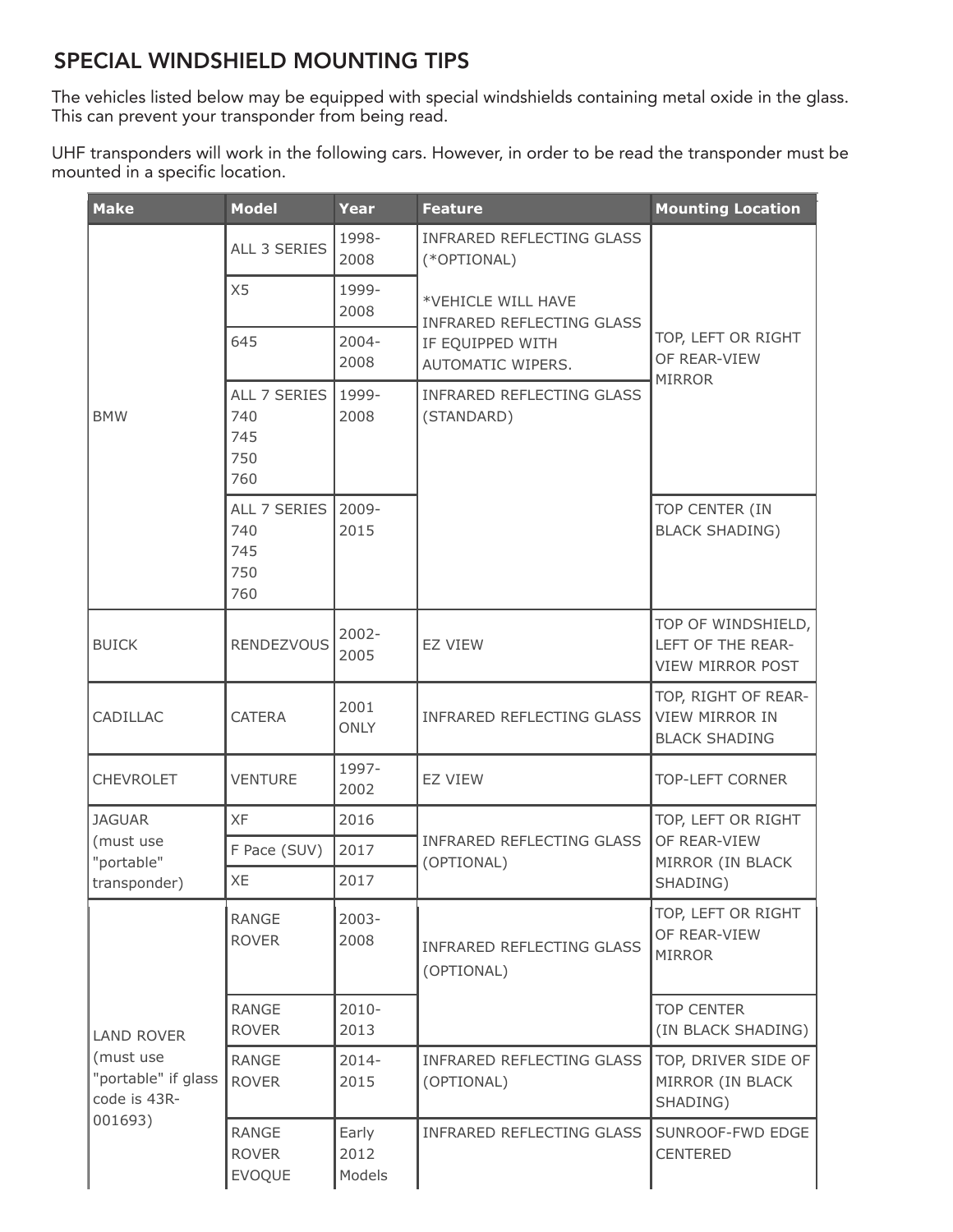## SPECIAL WINDSHIELD MOUNTING TIPS

The vehicles listed below may be equipped with special windshields containing metal oxide in the glass. This can prevent your transponder from being read.

UHF transponders will work in the following cars. However, in order to be read the transponder must be mounted in a specific location.

| Make | Model | Year | Feature | Mounting Location |
|---|---|---|---|---|
| BMW | ALL 3 SERIES | 1998-2008 | INFRARED REFLECTING GLASS (*OPTIONAL) *VEHICLE WILL HAVE INFRARED REFLECTING GLASS IF EQUIPPED WITH AUTOMATIC WIPERS. | TOP, LEFT OR RIGHT OF REAR-VIEW MIRROR |
| | X5 | 1999-2008 | | |
| | 645 | 2004-2008 | | |
| | ALL 7 SERIES 740 745 750 760 | 1999-2008 | INFRARED REFLECTING GLASS (STANDARD) | |
| | ALL 7 SERIES 740 745 750 760 | 2009-2015 | | TOP CENTER (IN BLACK SHADING) |
| BUICK | RENDEZVOUS | 2002-2005 | EZ VIEW | TOP OF WINDSHIELD, LEFT OF THE REAR-VIEW MIRROR POST |
| CADILLAC | CATERA | 2001 ONLY | INFRARED REFLECTING GLASS | TOP, RIGHT OF REAR-VIEW MIRROR IN BLACK SHADING |
| CHEVROLET | VENTURE | 1997-2002 | EZ VIEW | TOP-LEFT CORNER |
| JAGUAR (must use "portable" transponder) | XF | 2016 | INFRARED REFLECTING GLASS (OPTIONAL) | TOP, LEFT OR RIGHT OF REAR-VIEW MIRROR (IN BLACK SHADING) |
| | F Pace (SUV) | 2017 | | |
| | XE | 2017 | | |
| LAND ROVER (must use "portable" if glass code is 43R-001693) | RANGE ROVER | 2003-2008 | INFRARED REFLECTING GLASS (OPTIONAL) | TOP, LEFT OR RIGHT OF REAR-VIEW MIRROR |
| | RANGE ROVER | 2010-2013 | | TOP CENTER (IN BLACK SHADING) |
| | RANGE ROVER | 2014-2015 | INFRARED REFLECTING GLASS (OPTIONAL) | TOP, DRIVER SIDE OF MIRROR (IN BLACK SHADING) |
| | RANGE ROVER EVOQUE | Early 2012 Models | INFRARED REFLECTING GLASS | SUNROOF-FWD EDGE CENTERED |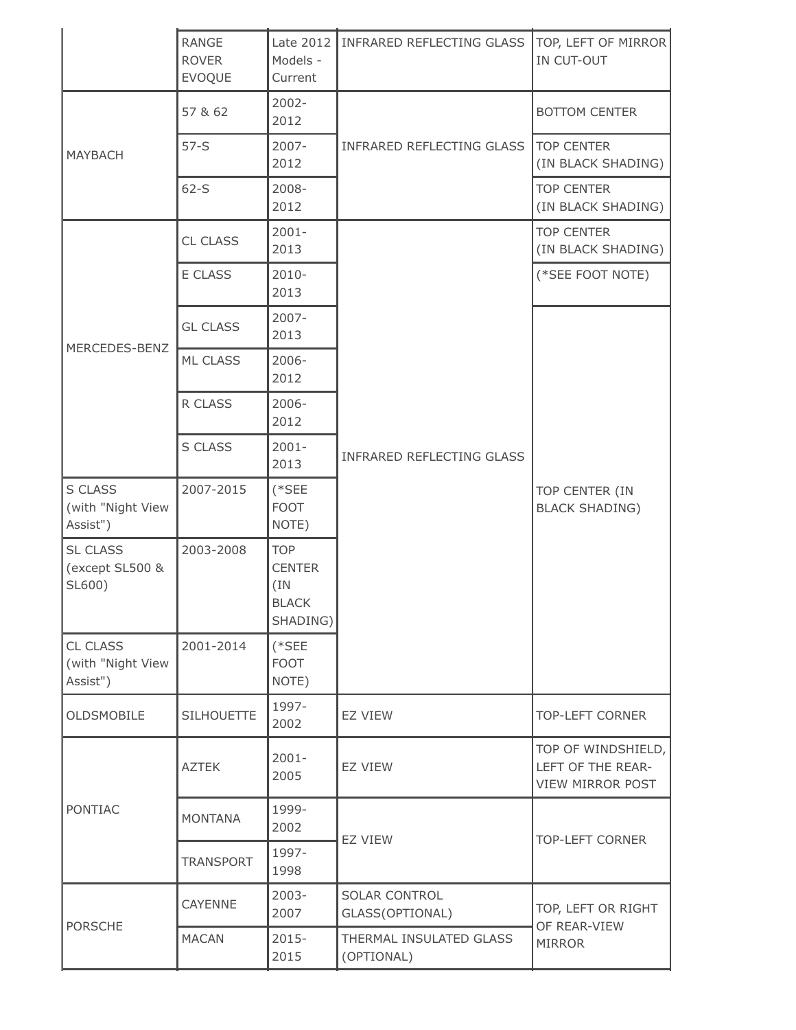| | | | | |
|---|---|---|---|---|
| | RANGE ROVER EVOQUE | Late 2012 Models - Current | INFRARED REFLECTING GLASS | TOP, LEFT OF MIRROR IN CUT-OUT |
| MAYBACH | 57 & 62 | 2002-2012 | INFRARED REFLECTING GLASS | BOTTOM CENTER |
| | 57-S | 2007-2012 | | TOP CENTER (IN BLACK SHADING) |
| | 62-S | 2008-2012 | | TOP CENTER (IN BLACK SHADING) |
| MERCEDES-BENZ | CL CLASS | 2001-2013 | INFRARED REFLECTING GLASS | TOP CENTER (IN BLACK SHADING) |
| | E CLASS | 2010-2013 | | (*SEE FOOT NOTE) |
| | GL CLASS | 2007-2013 | | TOP CENTER (IN BLACK SHADING) |
| | ML CLASS | 2006-2012 | | |
| | R CLASS | 2006-2012 | | |
| | S CLASS | 2001-2013 | | |
| S CLASS (with "Night View Assist") | 2007-2015 | (*SEE FOOT NOTE) | | |
| SL CLASS (except SL500 & SL600) | 2003-2008 | TOP CENTER (IN BLACK SHADING) | | |
| CL CLASS (with "Night View Assist") | 2001-2014 | (*SEE FOOT NOTE) | | |
| OLDSMOBILE | SILHOUETTE | 1997-2002 | EZ VIEW | TOP-LEFT CORNER |
| PONTIAC | AZTEK | 2001-2005 | EZ VIEW | TOP OF WINDSHIELD, LEFT OF THE REAR-VIEW MIRROR POST |
| | MONTANA | 1999-2002 | EZ VIEW | TOP-LEFT CORNER |
| | TRANSPORT | 1997-1998 | | |
| PORSCHE | CAYENNE | 2003-2007 | SOLAR CONTROL GLASS(OPTIONAL) | TOP, LEFT OR RIGHT OF REAR-VIEW MIRROR |
| | MACAN | 2015-2015 | THERMAL INSULATED GLASS (OPTIONAL) | |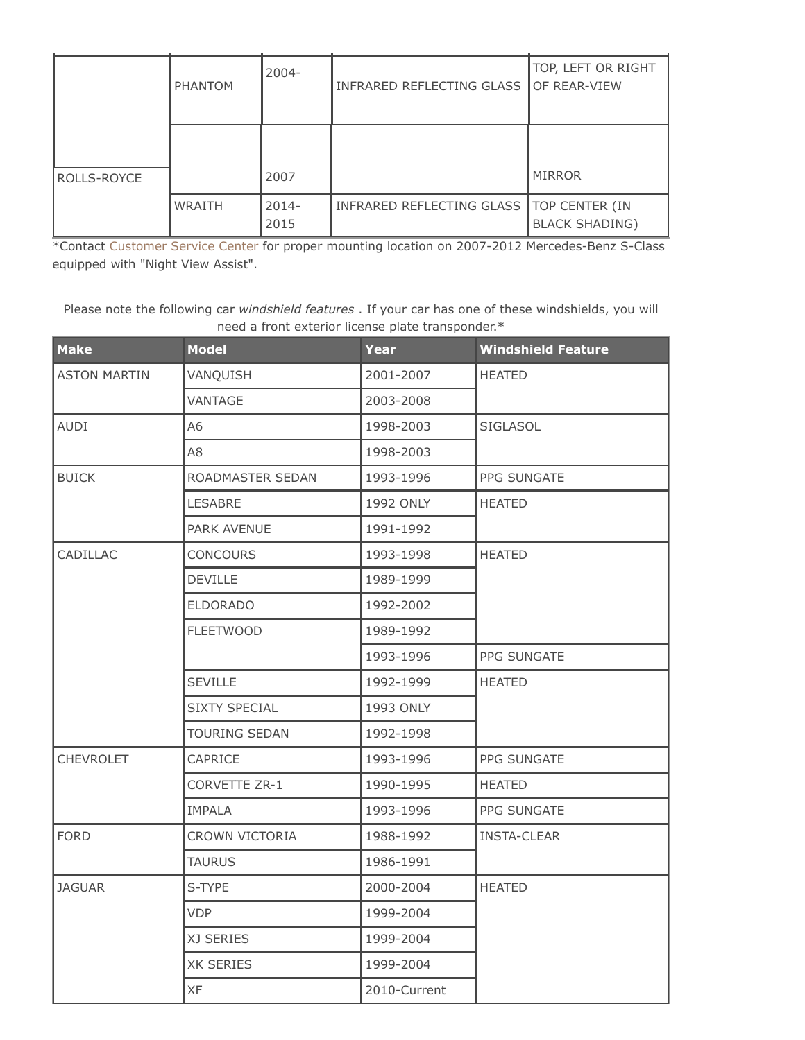|  |  |  |  |  |
|---|---|---|---|---|
| ROLLS-ROYCE | PHANTOM | 2004-2007 | INFRARED REFLECTING GLASS | TOP, LEFT OR RIGHT OF REAR-VIEW MIRROR |
|  | WRAITH | 2014-2015 | INFRARED REFLECTING GLASS | TOP CENTER (IN BLACK SHADING) |

*Contact Customer Service Center for proper mounting location on 2007-2012 Mercedes-Benz S-Class equipped with "Night View Assist".

Please note the following car *windshield features* . If your car has one of these windshields, you will need a front exterior license plate transponder.*

| Make | Model | Year | Windshield Feature |
|---|---|---|---|
| ASTON MARTIN | VANQUISH | 2001-2007 | HEATED |
|  | VANTAGE | 2003-2008 |  |
| AUDI | A6 | 1998-2003 | SIGLASOL |
|  | A8 | 1998-2003 |  |
| BUICK | ROADMASTER SEDAN | 1993-1996 | PPG SUNGATE |
|  | LESABRE | 1992 ONLY | HEATED |
|  | PARK AVENUE | 1991-1992 |  |
| CADILLAC | CONCOURS | 1993-1998 | HEATED |
|  | DEVILLE | 1989-1999 |  |
|  | ELDORADO | 1992-2002 |  |
|  | FLEETWOOD | 1989-1992 |  |
|  |  | 1993-1996 | PPG SUNGATE |
|  | SEVILLE | 1992-1999 | HEATED |
|  | SIXTY SPECIAL | 1993 ONLY |  |
|  | TOURING SEDAN | 1992-1998 |  |
| CHEVROLET | CAPRICE | 1993-1996 | PPG SUNGATE |
|  | CORVETTE ZR-1 | 1990-1995 | HEATED |
|  | IMPALA | 1993-1996 | PPG SUNGATE |
| FORD | CROWN VICTORIA | 1988-1992 | INSTA-CLEAR |
|  | TAURUS | 1986-1991 |  |
| JAGUAR | S-TYPE | 2000-2004 | HEATED |
|  | VDP | 1999-2004 |  |
|  | XJ SERIES | 1999-2004 |  |
|  | XK SERIES | 1999-2004 |  |
|  | XF | 2010-Current |  |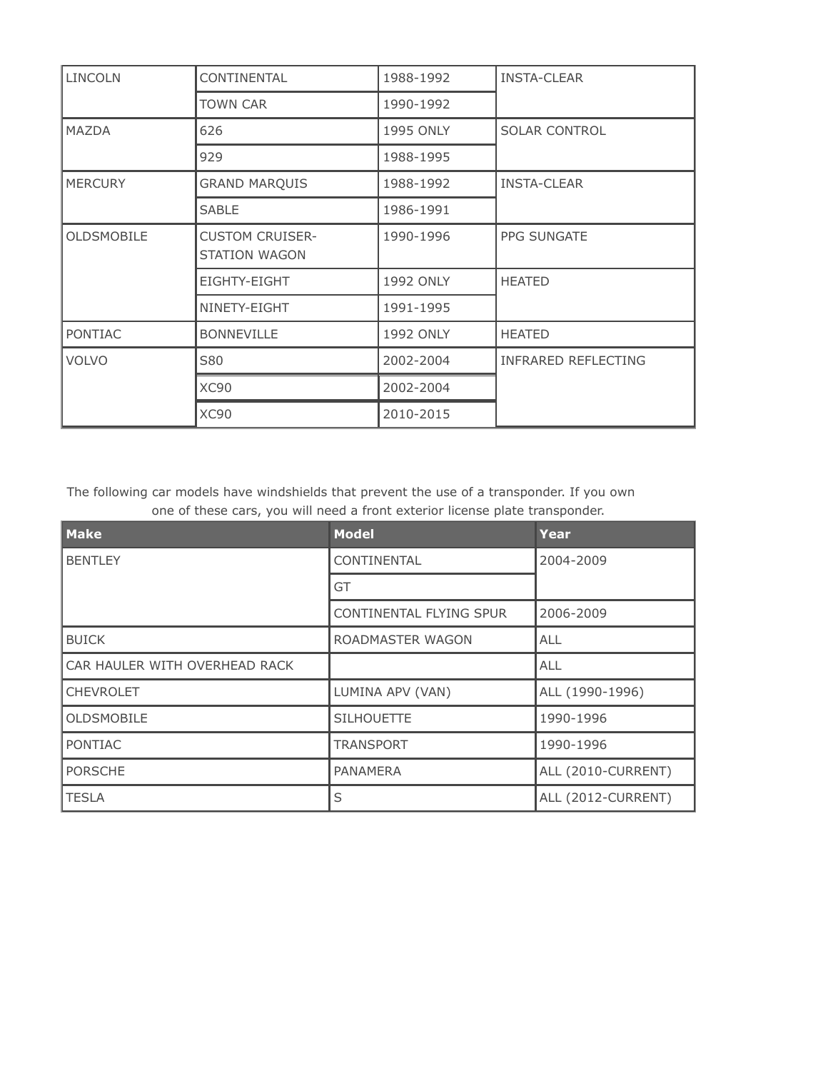| | | | |
|---|---|---|---|
| LINCOLN | CONTINENTAL | 1988-1992 | INSTA-CLEAR |
| | TOWN CAR | 1990-1992 | |
| MAZDA | 626 | 1995 ONLY | SOLAR CONTROL |
| | 929 | 1988-1995 | |
| MERCURY | GRAND MARQUIS | 1988-1992 | INSTA-CLEAR |
| | SABLE | 1986-1991 | |
| OLDSMOBILE | CUSTOM CRUISER-STATION WAGON | 1990-1996 | PPG SUNGATE |
| | EIGHTY-EIGHT | 1992 ONLY | HEATED |
| | NINETY-EIGHT | 1991-1995 | |
| PONTIAC | BONNEVILLE | 1992 ONLY | HEATED |
| VOLVO | S80 | 2002-2004 | INFRARED REFLECTING |
| | XC90 | 2002-2004 | |
| | XC90 | 2010-2015 | |

The following car models have windshields that prevent the use of a transponder. If you own one of these cars, you will need a front exterior license plate transponder.

| Make | Model | Year |
|---|---|---|
| BENTLEY | CONTINENTAL | 2004-2009 |
| | GT | |
| | CONTINENTAL FLYING SPUR | 2006-2009 |
| BUICK | ROADMASTER WAGON | ALL |
| CAR HAULER WITH OVERHEAD RACK | | ALL |
| CHEVROLET | LUMINA APV (VAN) | ALL (1990-1996) |
| OLDSMOBILE | SILHOUETTE | 1990-1996 |
| PONTIAC | TRANSPORT | 1990-1996 |
| PORSCHE | PANAMERA | ALL (2010-CURRENT) |
| TESLA | S | ALL (2012-CURRENT) |